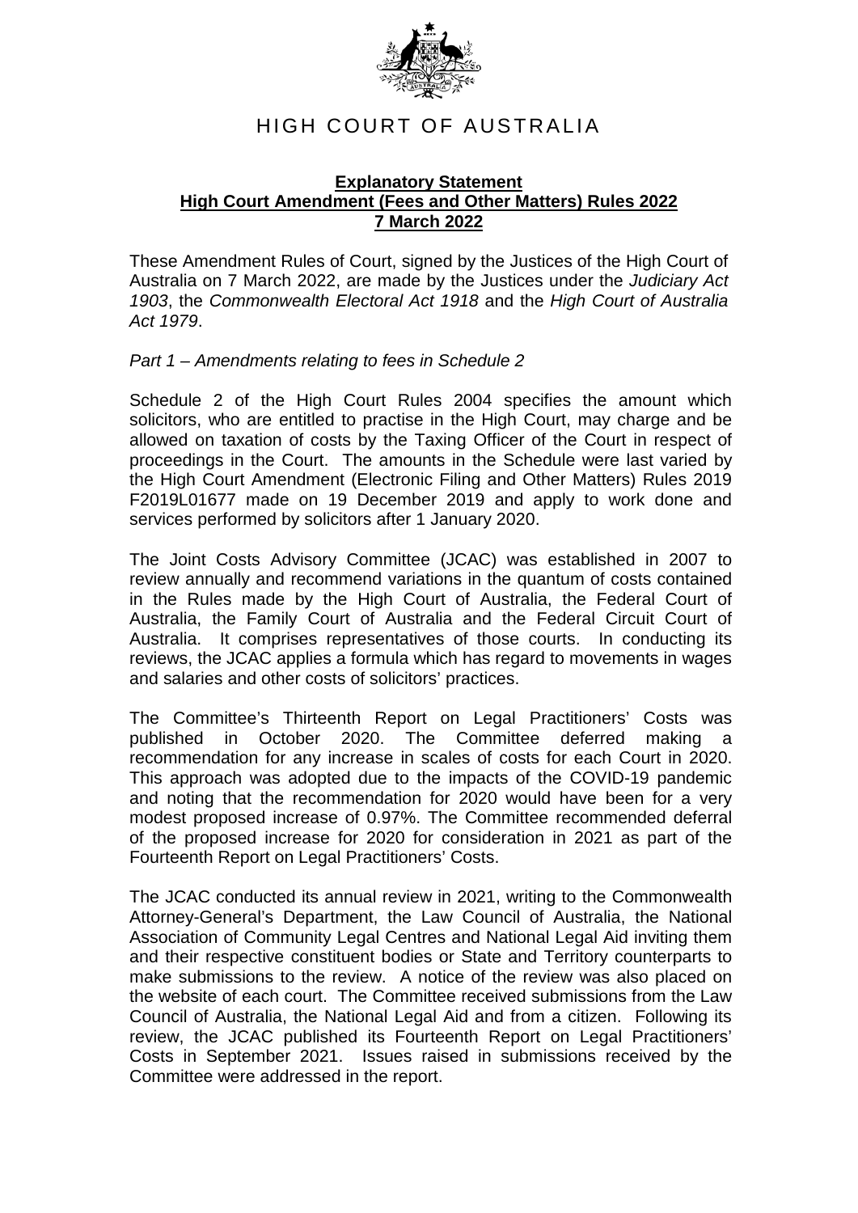# HIGH COURT OF AUSTRALIA

**Explanatory Statement**
**High Court Amendment (Fees and Other Matters) Rules 2022**
**7 March 2022**

These Amendment Rules of Court, signed by the Justices of the High Court of Australia on 7 March 2022, are made by the Justices under the *Judiciary Act 1903*, the *Commonwealth Electoral Act 1918* and the *High Court of Australia Act 1979*.

*Part 1 – Amendments relating to fees in Schedule 2*

Schedule 2 of the High Court Rules 2004 specifies the amount which solicitors, who are entitled to practise in the High Court, may charge and be allowed on taxation of costs by the Taxing Officer of the Court in respect of proceedings in the Court. The amounts in the Schedule were last varied by the High Court Amendment (Electronic Filing and Other Matters) Rules 2019 F2019L01677 made on 19 December 2019 and apply to work done and services performed by solicitors after 1 January 2020.

The Joint Costs Advisory Committee (JCAC) was established in 2007 to review annually and recommend variations in the quantum of costs contained in the Rules made by the High Court of Australia, the Federal Court of Australia, the Family Court of Australia and the Federal Circuit Court of Australia. It comprises representatives of those courts. In conducting its reviews, the JCAC applies a formula which has regard to movements in wages and salaries and other costs of solicitors' practices.

The Committee's Thirteenth Report on Legal Practitioners' Costs was published in October 2020. The Committee deferred making a recommendation for any increase in scales of costs for each Court in 2020. This approach was adopted due to the impacts of the COVID-19 pandemic and noting that the recommendation for 2020 would have been for a very modest proposed increase of 0.97%. The Committee recommended deferral of the proposed increase for 2020 for consideration in 2021 as part of the Fourteenth Report on Legal Practitioners' Costs.

The JCAC conducted its annual review in 2021, writing to the Commonwealth Attorney-General's Department, the Law Council of Australia, the National Association of Community Legal Centres and National Legal Aid inviting them and their respective constituent bodies or State and Territory counterparts to make submissions to the review. A notice of the review was also placed on the website of each court. The Committee received submissions from the Law Council of Australia, the National Legal Aid and from a citizen. Following its review, the JCAC published its Fourteenth Report on Legal Practitioners' Costs in September 2021. Issues raised in submissions received by the Committee were addressed in the report.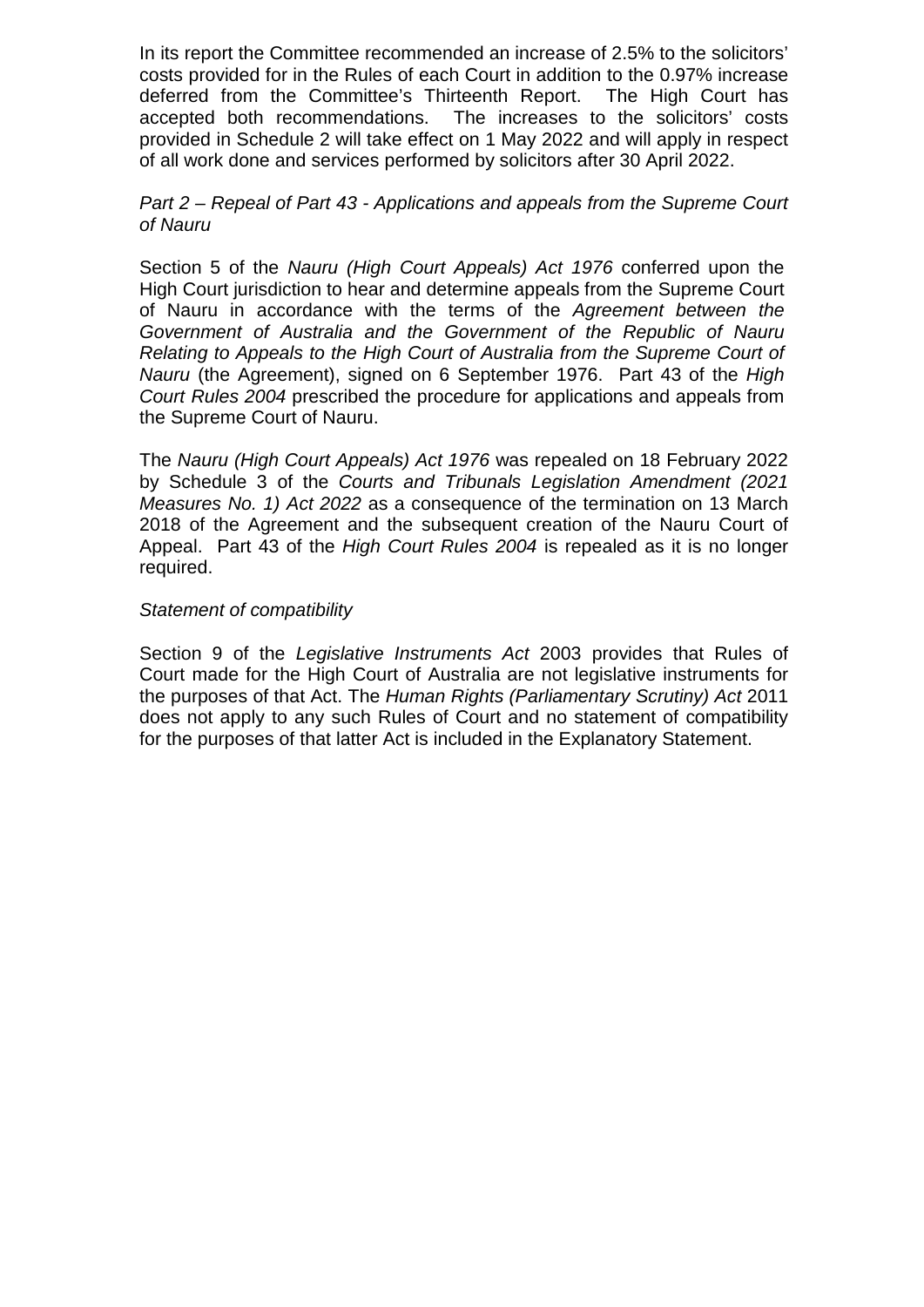In its report the Committee recommended an increase of 2.5% to the solicitors' costs provided for in the Rules of each Court in addition to the 0.97% increase deferred from the Committee's Thirteenth Report. The High Court has accepted both recommendations. The increases to the solicitors' costs provided in Schedule 2 will take effect on 1 May 2022 and will apply in respect of all work done and services performed by solicitors after 30 April 2022.

*Part 2 – Repeal of Part 43 - Applications and appeals from the Supreme Court of Nauru*

Section 5 of the *Nauru (High Court Appeals) Act 1976* conferred upon the High Court jurisdiction to hear and determine appeals from the Supreme Court of Nauru in accordance with the terms of the *Agreement between the Government of Australia and the Government of the Republic of Nauru Relating to Appeals to the High Court of Australia from the Supreme Court of Nauru* (the Agreement), signed on 6 September 1976. Part 43 of the *High Court Rules 2004* prescribed the procedure for applications and appeals from the Supreme Court of Nauru.

The *Nauru (High Court Appeals) Act 1976* was repealed on 18 February 2022 by Schedule 3 of the *Courts and Tribunals Legislation Amendment (2021 Measures No. 1) Act 2022* as a consequence of the termination on 13 March 2018 of the Agreement and the subsequent creation of the Nauru Court of Appeal. Part 43 of the *High Court Rules 2004* is repealed as it is no longer required.

*Statement of compatibility*

Section 9 of the *Legislative Instruments Act* 2003 provides that Rules of Court made for the High Court of Australia are not legislative instruments for the purposes of that Act. The *Human Rights (Parliamentary Scrutiny) Act* 2011 does not apply to any such Rules of Court and no statement of compatibility for the purposes of that latter Act is included in the Explanatory Statement.